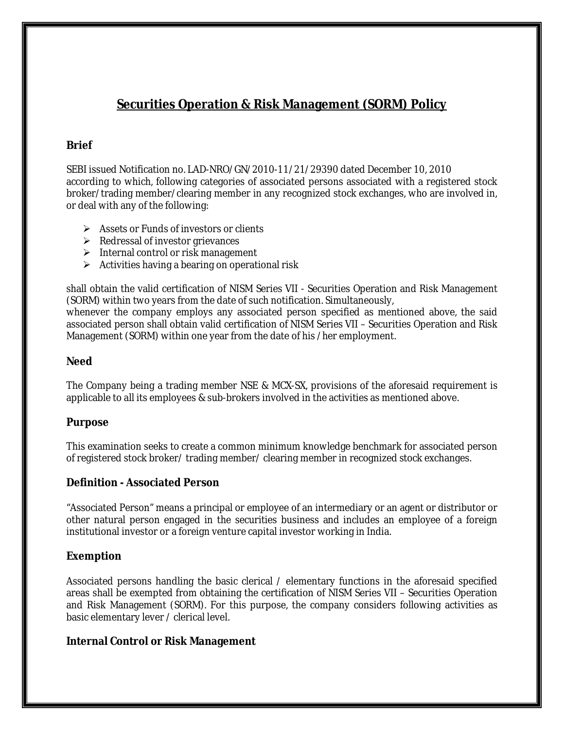# Securities Operation & Risk Management (SORM) Policy

## Brief

SEBI issued Notification no. LAD-NRO/GN/2010-11/21/29390 dated December 10, 2010 according to which, following categories of associated persons associated with a registered stock broker/trading member/clearing member in any recognized stock exchanges, who are involved in, or deal with any of the following:

- Assets or Funds of investors or clients
- Redressal of investor grievances
- Internal control or risk management
- Activities having a bearing on operational risk

shall obtain the valid certification of NISM Series VII - Securities Operation and Risk Management (SORM) within two years from the date of such notification. Simultaneously, whenever the company employs any associated person specified as mentioned above, the said associated person shall obtain valid certification of NISM Series VII – Securities Operation and Risk Management (SORM) within one year from the date of his /her employment.

## Need

The Company being a trading member NSE & MCX-SX, provisions of the aforesaid requirement is applicable to all its employees & sub-brokers involved in the activities as mentioned above.

## Purpose

This examination seeks to create a common minimum knowledge benchmark for associated person of registered stock broker/ trading member/ clearing member in recognized stock exchanges.

## Definition - Associated Person

"Associated Person" means a principal or employee of an intermediary or an agent or distributor or other natural person engaged in the securities business and includes an employee of a foreign institutional investor or a foreign venture capital investor working in India.

## Exemption

Associated persons handling the basic clerical / elementary functions in the aforesaid specified areas shall be exempted from obtaining the certification of NISM Series VII – Securities Operation and Risk Management (SORM). For this purpose, the company considers following activities as basic elementary lever / clerical level.

## Internal Control or Risk Management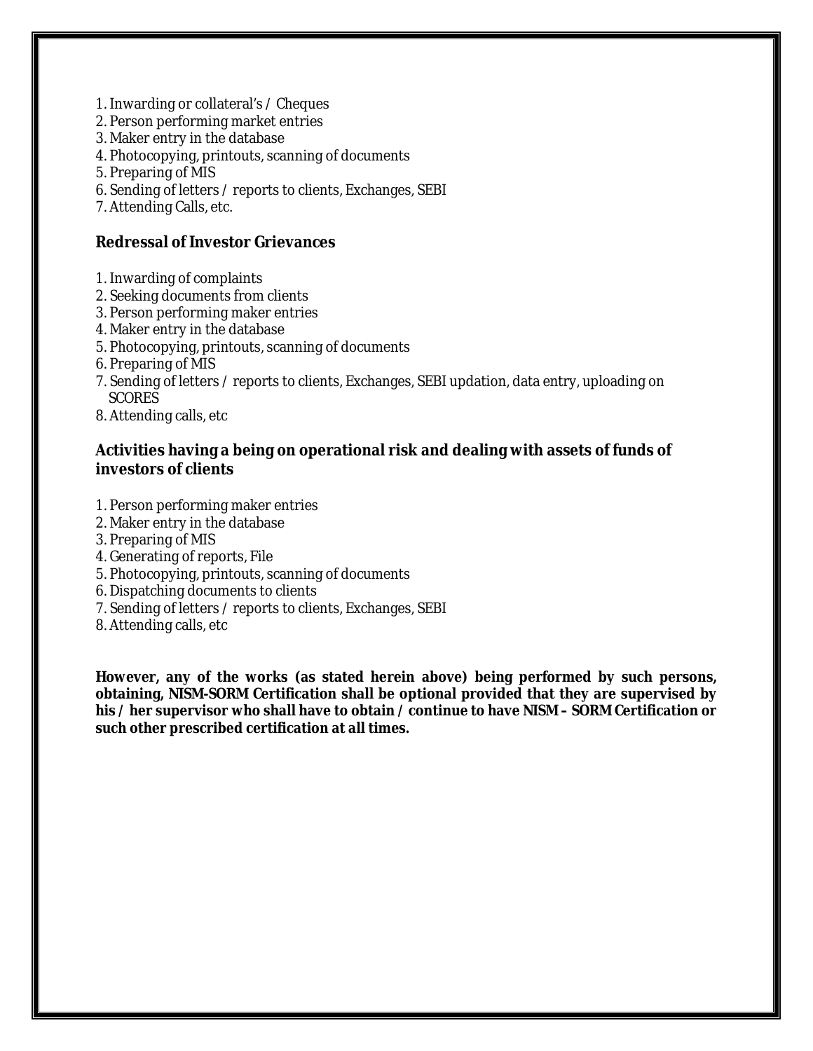1. Inwarding or collateral's / Cheques
2. Person performing market entries
3. Maker entry in the database
4. Photocopying, printouts, scanning of documents
5. Preparing of MIS
6. Sending of letters / reports to clients, Exchanges, SEBI
7. Attending Calls, etc.

### Redressal of Investor Grievances

1. Inwarding of complaints
2. Seeking documents from clients
3. Person performing maker entries
4. Maker entry in the database
5. Photocopying, printouts, scanning of documents
6. Preparing of MIS
7. Sending of letters / reports to clients, Exchanges, SEBI updation, data entry, uploading on SCORES
8. Attending calls, etc

### Activities having a being on operational risk and dealing with assets of funds of investors of clients

1. Person performing maker entries
2. Maker entry in the database
3. Preparing of MIS
4. Generating of reports, File
5. Photocopying, printouts, scanning of documents
6. Dispatching documents to clients
7. Sending of letters / reports to clients, Exchanges, SEBI
8. Attending calls, etc

**However, any of the works (as stated herein above) being performed by such persons, obtaining, NISM-SORM Certification shall be optional provided that they are supervised by his / her supervisor who shall have to obtain / continue to have NISM – SORM Certification or such other prescribed certification at all times.**